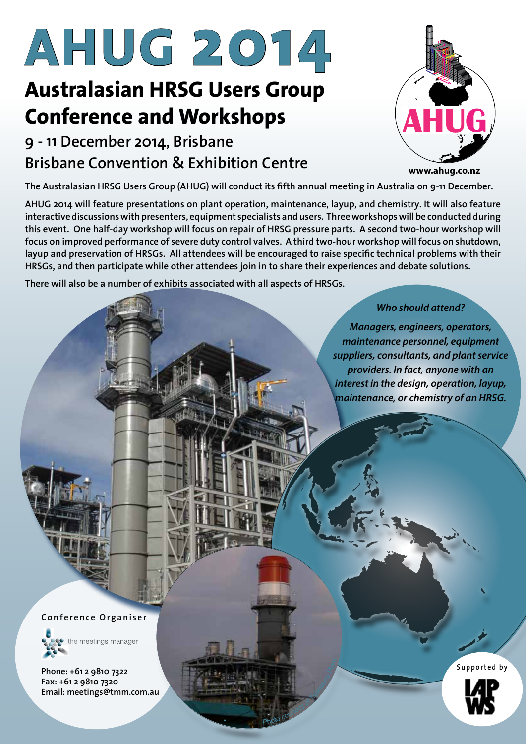# AHUG 2014

## Australasian HRSG Users Group Conference and Workshops

### 9 - 11 December 2014, Brisbane
### Brisbane Convention & Exhibition Centre

AHUG

www.ahug.co.nz

**The Australasian HRSG Users Group (AHUG) will conduct its fifth annual meeting in Australia on 9-11 December.**

**AHUG 2014 will feature presentations on plant operation, maintenance, layup, and chemistry. It will also feature interactive discussions with presenters, equipment specialists and users. Three workshops will be conducted during this event. One half-day workshop will focus on repair of HRSG pressure parts. A second two-hour workshop will focus on improved performance of severe duty control valves. A third two-hour workshop will focus on shutdown, layup and preservation of HRSGs. All attendees will be encouraged to raise specific technical problems with their HRSGs, and then participate while other attendees join in to share their experiences and debate solutions.**

**There will also be a number of exhibits associated with all aspects of HRSGs.**

***Who should attend?***

***Managers, engineers, operators, maintenance personnel, equipment suppliers, consultants, and plant service providers. In fact, anyone with an interest in the design, operation, layup, maintenance, or chemistry of an HRSG.***

Conference Organiser

the meetings manager

**Phone: +61 2 9810 7322**
**Fax: +61 2 9810 7320**
**Email: meetings@tmm.com.au**

Supported by

IAPWS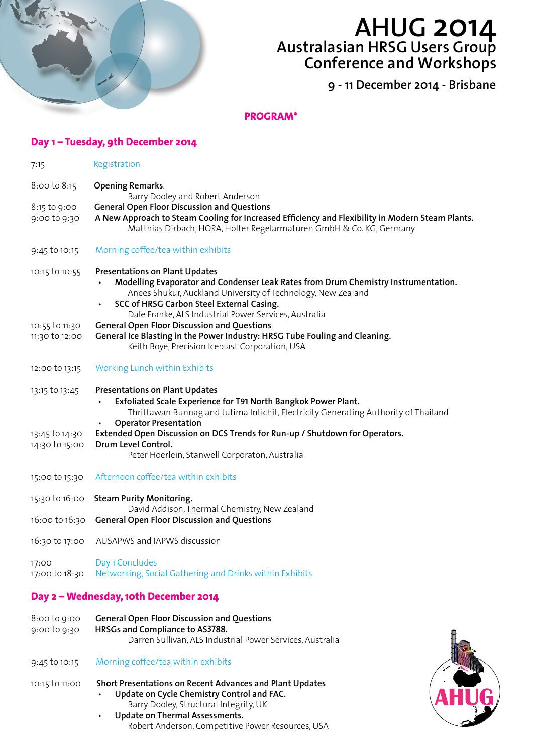# AHUG 2014

## Australasian HRSG Users Group Conference and Workshops

**9 - 11 December 2014 - Brisbane**

**PROGRAM***

## Day 1 – Tuesday, 9th December 2014

7:15 — Registration

8:00 to 8:15 — **Opening Remarks.**
Barry Dooley and Robert Anderson

8:15 to 9:00 — **General Open Floor Discussion and Questions**

9:00 to 9:30 — **A New Approach to Steam Cooling for Increased Efficiency and Flexibility in Modern Steam Plants.**
Matthias Dirbach, HORA, Holter Regelarmaturen GmbH & Co. KG, Germany

9:45 to 10:15 — Morning coffee/tea within exhibits

10:15 to 10:55 — **Presentations on Plant Updates**

- **Modelling Evaporator and Condenser Leak Rates from Drum Chemistry Instrumentation.**
  Anees Shukur, Auckland University of Technology, New Zealand
- **SCC of HRSG Carbon Steel External Casing.**
  Dale Franke, ALS Industrial Power Services, Australia

10:55 to 11:30 — **General Open Floor Discussion and Questions**

11:30 to 12:00 — **General Ice Blasting in the Power Industry: HRSG Tube Fouling and Cleaning.**
Keith Boye, Precision Iceblast Corporation, USA

12:00 to 13:15 — Working Lunch within Exhibits

13:15 to 13:45 — **Presentations on Plant Updates**

- **Exfoliated Scale Experience for T91 North Bangkok Power Plant.**
  Thrittawan Bunnag and Jutima Intichit, Electricity Generating Authority of Thailand
- **Operator Presentation**

13:45 to 14:30 — **Extended Open Discussion on DCS Trends for Run-up / Shutdown for Operators.**

14:30 to 15:00 — **Drum Level Control.**
Peter Hoerlein, Stanwell Corporaton, Australia

15:00 to 15:30 — Afternoon coffee/tea within exhibits

15:30 to 16:00 — **Steam Purity Monitoring.**
David Addison, Thermal Chemistry, New Zealand

16:00 to 16:30 — **General Open Floor Discussion and Questions**

16:30 to 17:00 — AUSAPWS and IAPWS discussion

17:00 — Day 1 Concludes

17:00 to 18:30 — Networking, Social Gathering and Drinks within Exhibits.

## Day 2 – Wednesday, 10th December 2014

8:00 to 9:00 — **General Open Floor Discussion and Questions**

9:00 to 9:30 — **HRSGs and Compliance to AS3788.**
Darren Sullivan, ALS Industrial Power Services, Australia

9:45 to 10:15 — Morning coffee/tea within exhibits

10:15 to 11:00 — **Short Presentations on Recent Advances and Plant Updates**

- **Update on Cycle Chemistry Control and FAC.**
  Barry Dooley, Structural Integrity, UK
- **Update on Thermal Assessments.**
  Robert Anderson, Competitive Power Resources, USA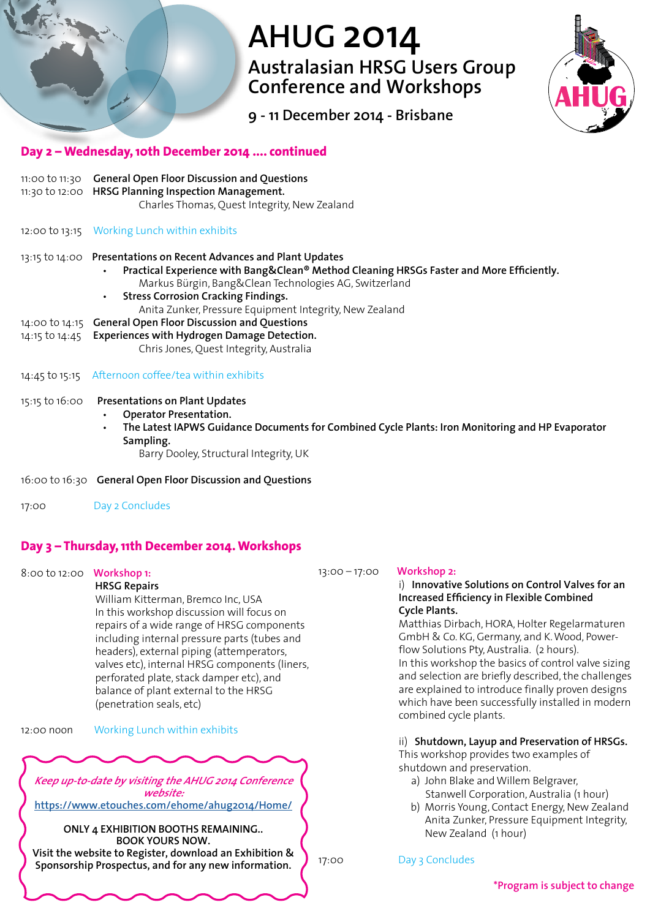# AHUG 2014

## Australasian HRSG Users Group Conference and Workshops

### 9 - 11 December 2014 - Brisbane

## Day 2 – Wednesday, 10th December 2014 .... continued

11:00 to 11:30 **General Open Floor Discussion and Questions**

11:30 to 12:00 **HRSG Planning Inspection Management.**
Charles Thomas, Quest Integrity, New Zealand

12:00 to 13:15 Working Lunch within exhibits

13:15 to 14:00 **Presentations on Recent Advances and Plant Updates**

- **Practical Experience with Bang&Clean® Method Cleaning HRSGs Faster and More Efficiently.**
  Markus Bürgin, Bang&Clean Technologies AG, Switzerland
- **Stress Corrosion Cracking Findings.**
  Anita Zunker, Pressure Equipment Integrity, New Zealand

14:00 to 14:15 **General Open Floor Discussion and Questions**

14:15 to 14:45 **Experiences with Hydrogen Damage Detection.**
Chris Jones, Quest Integrity, Australia

14:45 to 15:15 Afternoon coffee/tea within exhibits

15:15 to 16:00 **Presentations on Plant Updates**

- **Operator Presentation.**
- **The Latest IAPWS Guidance Documents for Combined Cycle Plants: Iron Monitoring and HP Evaporator Sampling.**
  Barry Dooley, Structural Integrity, UK

16:00 to 16:30 **General Open Floor Discussion and Questions**

17:00 Day 2 Concludes

## Day 3 – Thursday, 11th December 2014. Workshops

8:00 to 12:00 **Workshop 1:**
**HRSG Repairs**
William Kitterman, Bremco Inc, USA
In this workshop discussion will focus on repairs of a wide range of HRSG components including internal pressure parts (tubes and headers), external piping (attemperators, valves etc), internal HRSG components (liners, perforated plate, stack damper etc), and balance of plant external to the HRSG (penetration seals, etc)

12:00 noon Working Lunch within exhibits

13:00 – 17:00 **Workshop 2:**

i) **Innovative Solutions on Control Valves for an Increased Efficiency in Flexible Combined Cycle Plants.**
Matthias Dirbach, HORA, Holter Regelarmaturen GmbH & Co. KG, Germany, and K. Wood, Power-flow Solutions Pty, Australia. (2 hours).
In this workshop the basics of control valve sizing and selection are briefly described, the challenges are explained to introduce finally proven designs which have been successfully installed in modern combined cycle plants.

ii) **Shutdown, Layup and Preservation of HRSGs.**
This workshop provides two examples of shutdown and preservation.

a) John Blake and Willem Belgraver, Stanwell Corporation, Australia (1 hour)
b) Morris Young, Contact Energy, New Zealand
   Anita Zunker, Pressure Equipment Integrity, New Zealand (1 hour)

17:00 Day 3 Concludes

*Keep up-to-date by visiting the AHUG 2014 Conference website:*
https://www.etouches.com/ehome/ahug2014/Home/

**ONLY 4 EXHIBITION BOOTHS REMAINING..**
**BOOK YOURS NOW.**
**Visit the website to Register, download an Exhibition & Sponsorship Prospectus, and for any new information.**

*Program is subject to change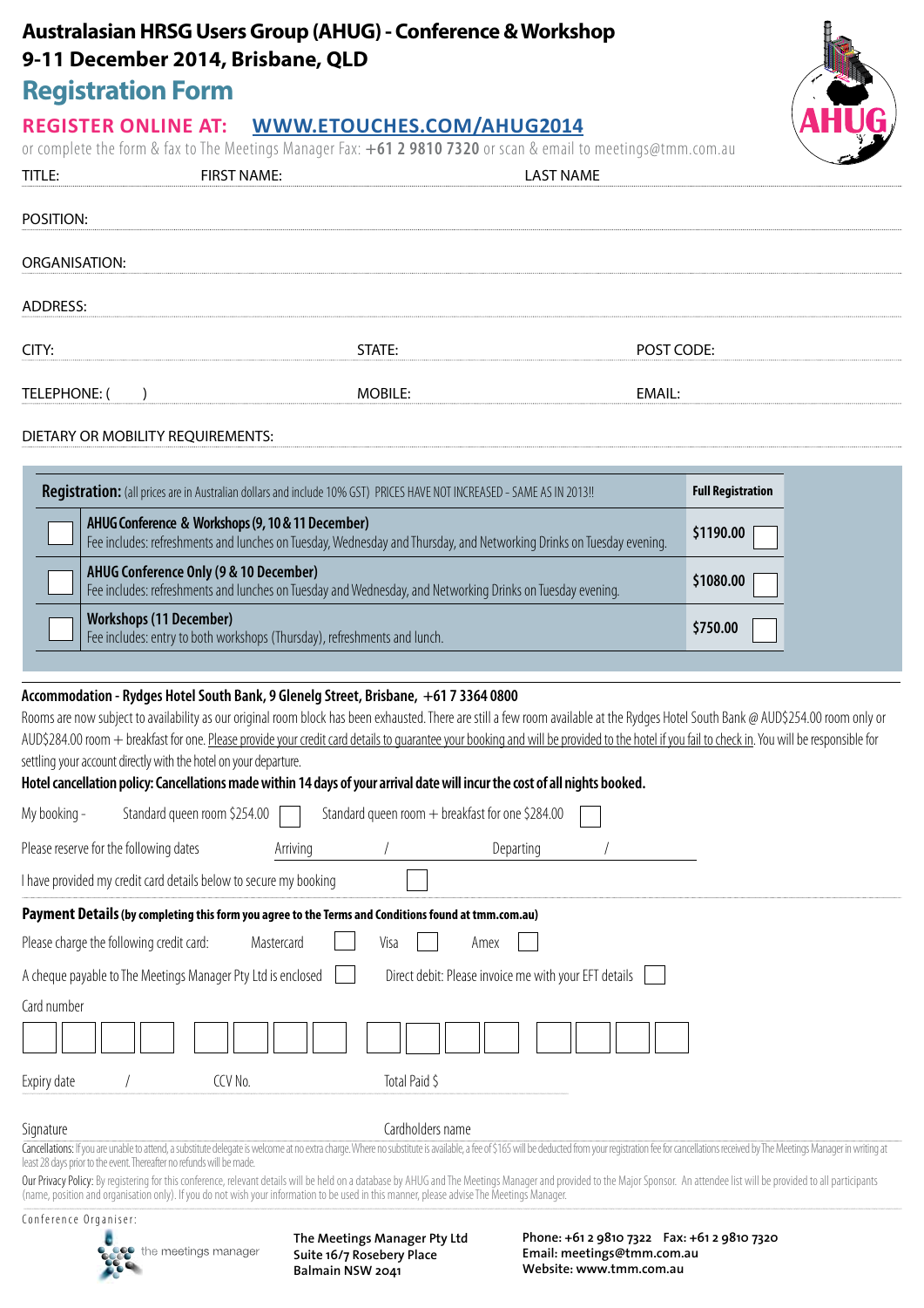# Australasian HRSG Users Group (AHUG) - Conference & Workshop

# 9-11 December 2014, Brisbane, QLD

## Registration Form

**REGISTER ONLINE AT: WWW.ETOUCHES.COM/AHUG2014**

or complete the form & fax to The Meetings Manager Fax: **+61 2 9810 7320** or scan & email to meetings@tmm.com.au

TITLE: FIRST NAME: LAST NAME

POSITION:

ORGANISATION:

ADDRESS:

CITY: STATE: POST CODE:

TELEPHONE: ( ) MOBILE: EMAIL:

DIETARY OR MOBILITY REQUIREMENTS:

| | **Registration:** (all prices are in Australian dollars and include 10% GST) PRICES HAVE NOT INCREASED - SAME AS IN 2013!! | **Full Registration** |
|---|---|---|
| ☐ | **AHUG Conference & Workshops (9, 10 & 11 December)**<br>Fee includes: refreshments and lunches on Tuesday, Wednesday and Thursday, and Networking Drinks on Tuesday evening. | $1190.00 ☐ |
| ☐ | **AHUG Conference Only (9 & 10 December)**<br>Fee includes: refreshments and lunches on Tuesday and Wednesday, and Networking Drinks on Tuesday evening. | $1080.00 ☐ |
| ☐ | **Workshops (11 December)**<br>Fee includes: entry to both workshops (Thursday), refreshments and lunch. | $750.00 ☐ |

**Accommodation - Rydges Hotel South Bank, 9 Glenelg Street, Brisbane, +61 7 3364 0800**

Rooms are now subject to availability as our original room block has been exhausted. There are still a few room available at the Rydges Hotel South Bank @ AUD$254.00 room only or AUD$284.00 room + breakfast for one. Please provide your credit card details to guarantee your booking and will be provided to the hotel if you fail to check in. You will be responsible for settling your account directly with the hotel on your departure.

**Hotel cancellation policy: Cancellations made within 14 days of your arrival date will incur the cost of all nights booked.**

My booking - Standard queen room $254.00 ☐ Standard queen room + breakfast for one $284.00 ☐

Please reserve for the following dates Arriving / Departing /

I have provided my credit card details below to secure my booking ☐

**Payment Details** **(by completing this form you agree to the Terms and Conditions found at tmm.com.au)**

Please charge the following credit card: Mastercard ☐ Visa ☐ Amex ☐

A cheque payable to The Meetings Manager Pty Ltd is enclosed ☐ Direct debit: Please invoice me with your EFT details ☐

Card number

Expiry date / CCV No. Total Paid $

Signature Cardholders name

Cancellations: If you are unable to attend, a substitute delegate is welcome at no extra charge. Where no substitute is available, a fee of $165 will be deducted from your registration fee for cancellations received by The Meetings Manager in writing at least 28 days prior to the event. Thereafter no refunds will be made.

Our Privacy Policy: By registering for this conference, relevant details will be held on a database by AHUG and The Meetings Manager and provided to the Major Sponsor. An attendee list will be provided to all participants (name, position and organisation only). If you do not wish your information to be used in this manner, please advise The Meetings Manager.

Conference Organiser:

the meetings manager

**The Meetings Manager Pty Ltd**
**Suite 16/7 Rosebery Place**
**Balmain NSW 2041**

**Phone: +61 2 9810 7322 Fax: +61 2 9810 7320**
**Email: meetings@tmm.com.au**
**Website: www.tmm.com.au**